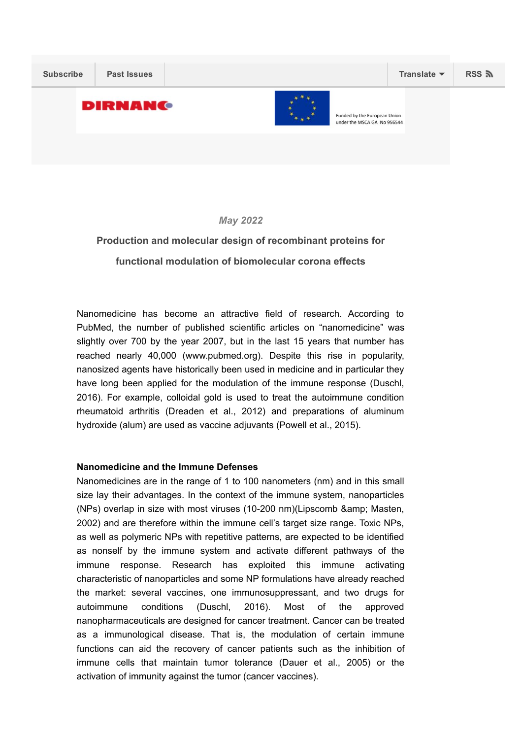Subscribe | Past Issues | Translate | RSS

DIRNANO

Funded by the European Union under the MSCA GA No 956544

*May 2022*

**Production and molecular design of recombinant proteins for functional modulation of biomolecular corona effects**

Nanomedicine has become an attractive field of research. According to PubMed, the number of published scientific articles on “nanomedicine” was slightly over 700 by the year 2007, but in the last 15 years that number has reached nearly 40,000 (www.pubmed.org). Despite this rise in popularity, nanosized agents have historically been used in medicine and in particular they have long been applied for the modulation of the immune response (Duschl, 2016). For example, colloidal gold is used to treat the autoimmune condition rheumatoid arthritis (Dreaden et al., 2012) and preparations of aluminum hydroxide (alum) are used as vaccine adjuvants (Powell et al., 2015).

**Nanomedicine and the Immune Defenses**

Nanomedicines are in the range of 1 to 100 nanometers (nm) and in this small size lay their advantages. In the context of the immune system, nanoparticles (NPs) overlap in size with most viruses (10-200 nm)(Lipscomb &amp; Masten, 2002) and are therefore within the immune cell’s target size range. Toxic NPs, as well as polymeric NPs with repetitive patterns, are expected to be identified as nonself by the immune system and activate different pathways of the immune response. Research has exploited this immune activating characteristic of nanoparticles and some NP formulations have already reached the market: several vaccines, one immunosuppressant, and two drugs for autoimmune conditions (Duschl, 2016). Most of the approved nanopharmaceuticals are designed for cancer treatment. Cancer can be treated as a immunological disease. That is, the modulation of certain immune functions can aid the recovery of cancer patients such as the inhibition of immune cells that maintain tumor tolerance (Dauer et al., 2005) or the activation of immunity against the tumor (cancer vaccines).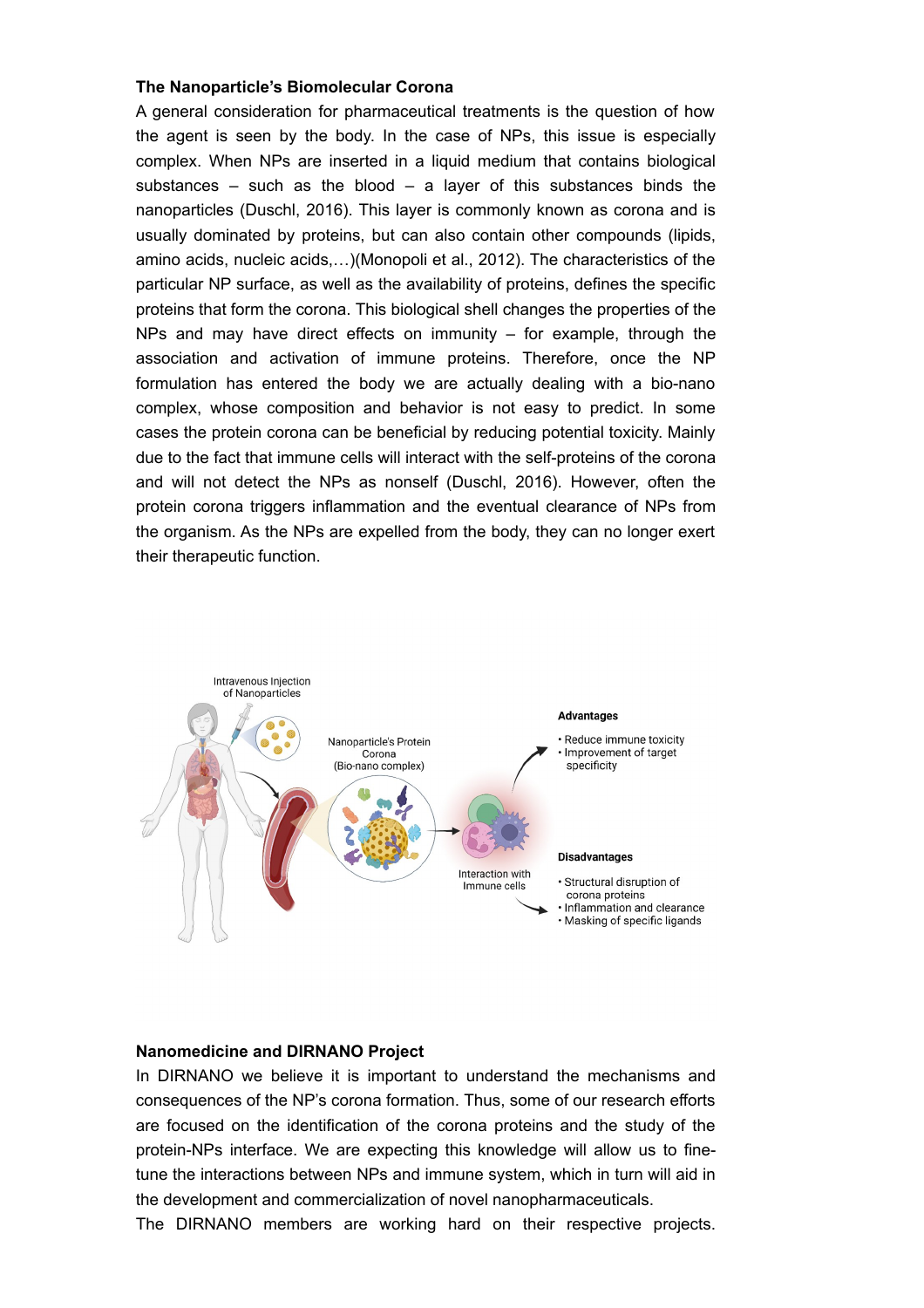**The Nanoparticle's Biomolecular Corona**

A general consideration for pharmaceutical treatments is the question of how the agent is seen by the body. In the case of NPs, this issue is especially complex. When NPs are inserted in a liquid medium that contains biological substances – such as the blood – a layer of this substances binds the nanoparticles (Duschl, 2016). This layer is commonly known as corona and is usually dominated by proteins, but can also contain other compounds (lipids, amino acids, nucleic acids,…)(Monopoli et al., 2012). The characteristics of the particular NP surface, as well as the availability of proteins, defines the specific proteins that form the corona. This biological shell changes the properties of the NPs and may have direct effects on immunity – for example, through the association and activation of immune proteins. Therefore, once the NP formulation has entered the body we are actually dealing with a bio-nano complex, whose composition and behavior is not easy to predict. In some cases the protein corona can be beneficial by reducing potential toxicity. Mainly due to the fact that immune cells will interact with the self-proteins of the corona and will not detect the NPs as nonself (Duschl, 2016). However, often the protein corona triggers inflammation and the eventual clearance of NPs from the organism. As the NPs are expelled from the body, they can no longer exert their therapeutic function.

Intravenous Injection of Nanoparticles

Nanoparticle's Protein Corona (Bio-nano complex)

Interaction with Immune cells

**Advantages**

- Reduce immune toxicity
- Improvement of target specificity

**Disadvantages**

- Structural disruption of corona proteins
- Inflammation and clearance
- Masking of specific ligands

**Nanomedicine and DIRNANO Project**

In DIRNANO we believe it is important to understand the mechanisms and consequences of the NP's corona formation. Thus, some of our research efforts are focused on the identification of the corona proteins and the study of the protein-NPs interface. We are expecting this knowledge will allow us to fine-tune the interactions between NPs and immune system, which in turn will aid in the development and commercialization of novel nanopharmaceuticals.

The DIRNANO members are working hard on their respective projects.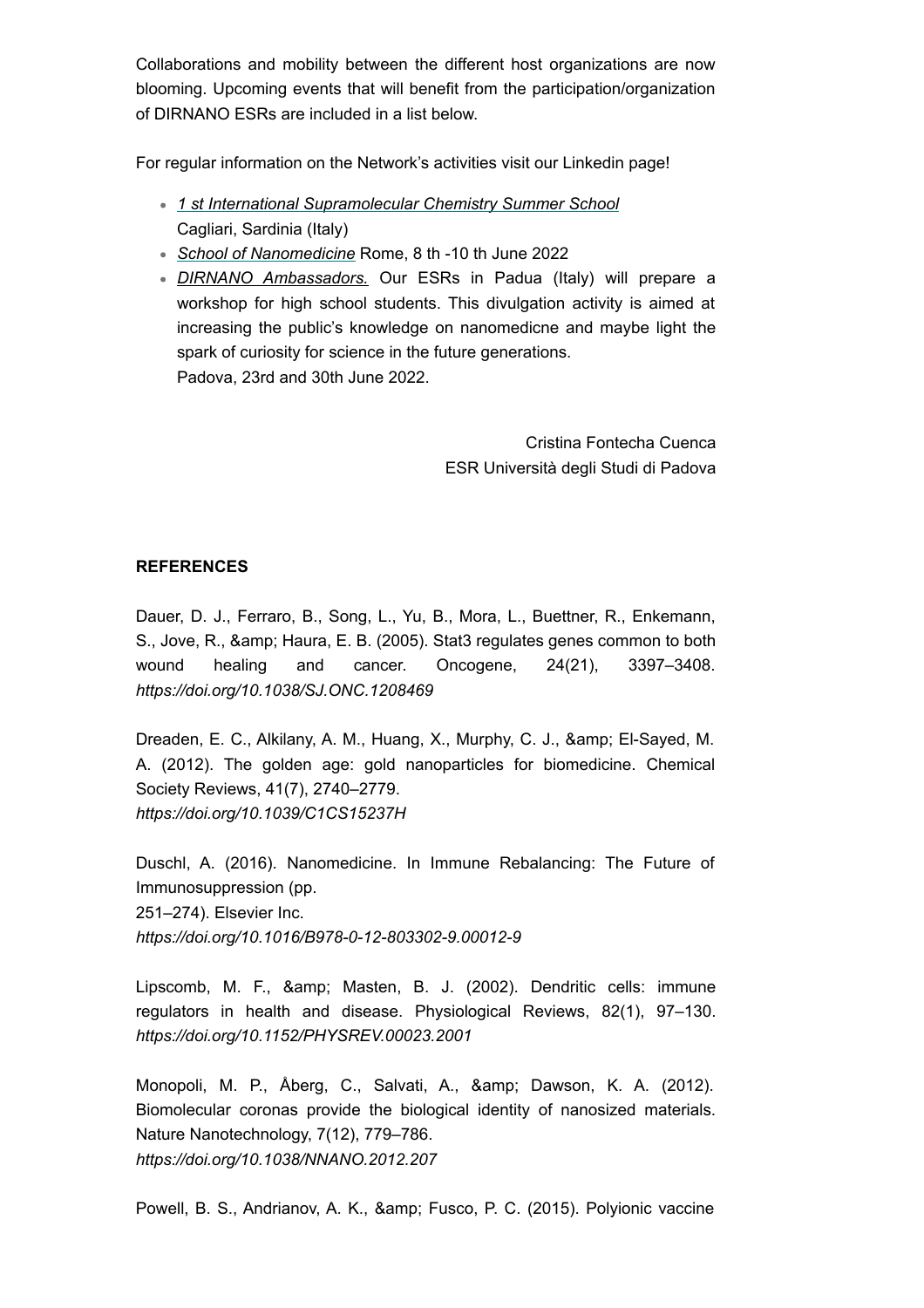Collaborations and mobility between the different host organizations are now blooming. Upcoming events that will benefit from the participation/organization of DIRNANO ESRs are included in a list below.

For regular information on the Network's activities visit our Linkedin page!

- *1 st International Supramolecular Chemistry Summer School* Cagliari, Sardinia (Italy)
- *School of Nanomedicine* Rome, 8 th -10 th June 2022
- *DIRNANO Ambassadors.* Our ESRs in Padua (Italy) will prepare a workshop for high school students. This divulgation activity is aimed at increasing the public's knowledge on nanomedicne and maybe light the spark of curiosity for science in the future generations.
  Padova, 23rd and 30th June 2022.

Cristina Fontecha Cuenca
ESR Università degli Studi di Padova

**REFERENCES**

Dauer, D. J., Ferraro, B., Song, L., Yu, B., Mora, L., Buettner, R., Enkemann, S., Jove, R., &amp; Haura, E. B. (2005). Stat3 regulates genes common to both wound healing and cancer. Oncogene, 24(21), 3397–3408. *https://doi.org/10.1038/SJ.ONC.1208469*

Dreaden, E. C., Alkilany, A. M., Huang, X., Murphy, C. J., &amp; El-Sayed, M. A. (2012). The golden age: gold nanoparticles for biomedicine. Chemical Society Reviews, 41(7), 2740–2779.
*https://doi.org/10.1039/C1CS15237H*

Duschl, A. (2016). Nanomedicine. In Immune Rebalancing: The Future of Immunosuppression (pp.
251–274). Elsevier Inc.
*https://doi.org/10.1016/B978-0-12-803302-9.00012-9*

Lipscomb, M. F., &amp; Masten, B. J. (2002). Dendritic cells: immune regulators in health and disease. Physiological Reviews, 82(1), 97–130. *https://doi.org/10.1152/PHYSREV.00023.2001*

Monopoli, M. P., Åberg, C., Salvati, A., &amp; Dawson, K. A. (2012). Biomolecular coronas provide the biological identity of nanosized materials. Nature Nanotechnology, 7(12), 779–786.
*https://doi.org/10.1038/NNANO.2012.207*

Powell, B. S., Andrianov, A. K., &amp; Fusco, P. C. (2015). Polyionic vaccine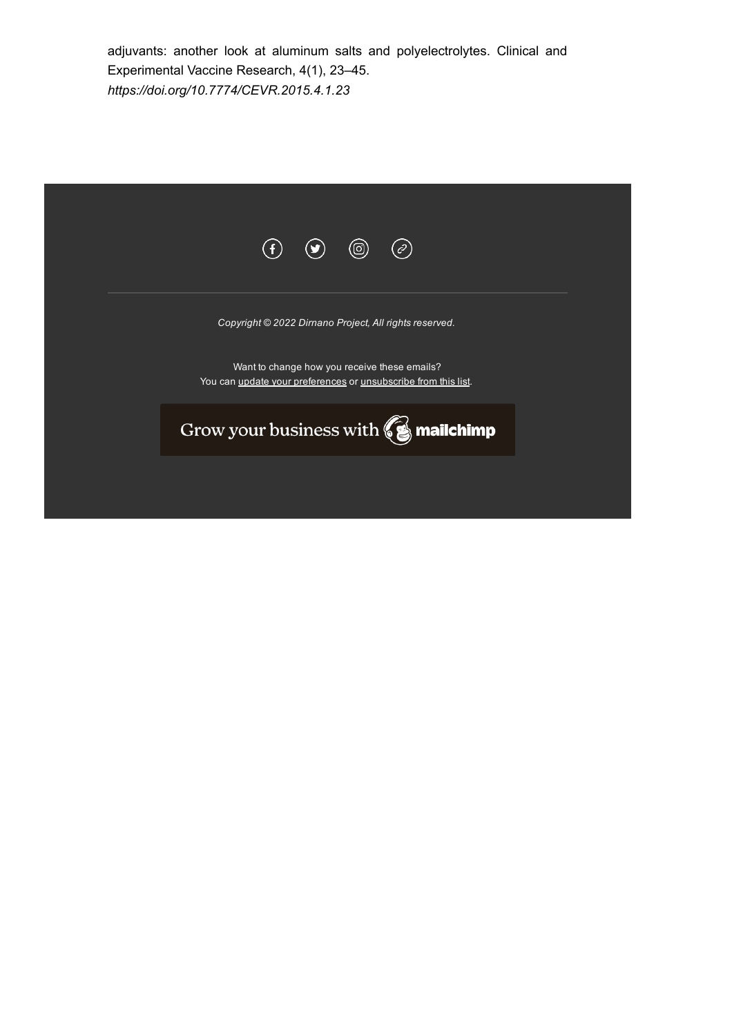adjuvants: another look at aluminum salts and polyelectrolytes. Clinical and Experimental Vaccine Research, 4(1), 23–45. *https://doi.org/10.7774/CEVR.2015.4.1.23*

*Copyright © 2022 Dirnano Project, All rights reserved.*

Want to change how you receive these emails?
You can update your preferences or unsubscribe from this list.

Grow your business with mailchimp